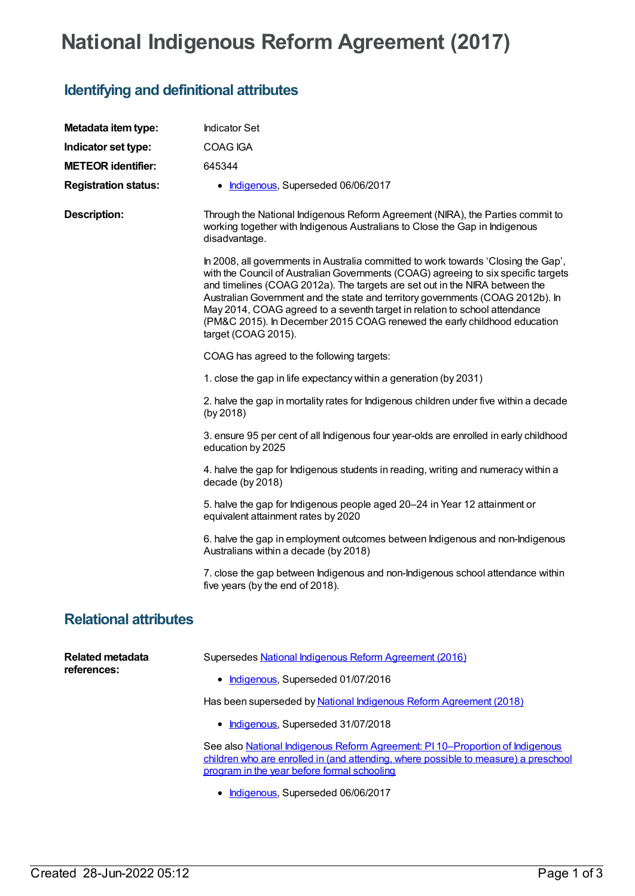# National Indigenous Reform Agreement (2017)

## Identifying and definitional attributes

**Metadata item type:** Indicator Set

**Indicator set type:** COAG IGA

**METEOR identifier:** 645344

**Registration status:**

- Indigenous, Superseded 06/06/2017

**Description:**

Through the National Indigenous Reform Agreement (NIRA), the Parties commit to working together with Indigenous Australians to Close the Gap in Indigenous disadvantage.

In 2008, all governments in Australia committed to work towards 'Closing the Gap', with the Council of Australian Governments (COAG) agreeing to six specific targets and timelines (COAG 2012a). The targets are set out in the NIRA between the Australian Government and the state and territory governments (COAG 2012b). In May 2014, COAG agreed to a seventh target in relation to school attendance (PM&C 2015). In December 2015 COAG renewed the early childhood education target (COAG 2015).

COAG has agreed to the following targets:

1. close the gap in life expectancy within a generation (by 2031)

2. halve the gap in mortality rates for Indigenous children under five within a decade (by 2018)

3. ensure 95 per cent of all Indigenous four year-olds are enrolled in early childhood education by 2025

4. halve the gap for Indigenous students in reading, writing and numeracy within a decade (by 2018)

5. halve the gap for Indigenous people aged 20–24 in Year 12 attainment or equivalent attainment rates by 2020

6. halve the gap in employment outcomes between Indigenous and non-Indigenous Australians within a decade (by 2018)

7. close the gap between Indigenous and non-Indigenous school attendance within five years (by the end of 2018).

## Relational attributes

**Related metadata references:**

Supersedes National Indigenous Reform Agreement (2016)

- Indigenous, Superseded 01/07/2016

Has been superseded by National Indigenous Reform Agreement (2018)

- Indigenous, Superseded 31/07/2018

See also National Indigenous Reform Agreement: PI 10–Proportion of Indigenous children who are enrolled in (and attending, where possible to measure) a preschool program in the year before formal schooling

- Indigenous, Superseded 06/06/2017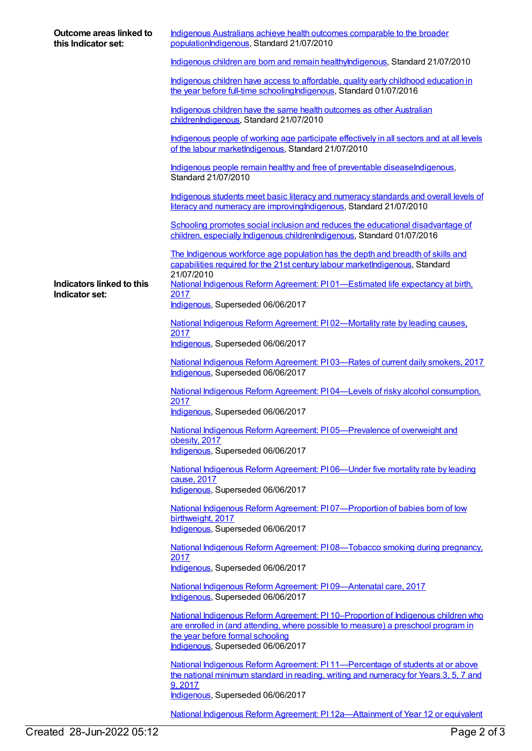**Outcome areas linked to this Indicator set:**

Indigenous Australians achieve health outcomes comparable to the broader populationIndigenous, Standard 21/07/2010

Indigenous children are born and remain healthyIndigenous, Standard 21/07/2010

Indigenous children have access to affordable, quality early childhood education in the year before full-time schoolingIndigenous, Standard 01/07/2016

Indigenous children have the same health outcomes as other Australian childrenIndigenous, Standard 21/07/2010

Indigenous people of working age participate effectively in all sectors and at all levels of the labour marketIndigenous, Standard 21/07/2010

Indigenous people remain healthy and free of preventable diseaseIndigenous, Standard 21/07/2010

Indigenous students meet basic literacy and numeracy standards and overall levels of literacy and numeracy are improvingIndigenous, Standard 21/07/2010

Schooling promotes social inclusion and reduces the educational disadvantage of children, especially Indigenous childrenIndigenous, Standard 01/07/2016

The Indigenous workforce age population has the depth and breadth of skills and capabilities required for the 21st century labour marketIndigenous, Standard 21/07/2010

**Indicators linked to this Indicator set:**

National Indigenous Reform Agreement: PI 01—Estimated life expectancy at birth, 2017
Indigenous, Superseded 06/06/2017

National Indigenous Reform Agreement: PI 02—Mortality rate by leading causes, 2017
Indigenous, Superseded 06/06/2017

National Indigenous Reform Agreement: PI 03—Rates of current daily smokers, 2017
Indigenous, Superseded 06/06/2017

National Indigenous Reform Agreement: PI 04—Levels of risky alcohol consumption, 2017
Indigenous, Superseded 06/06/2017

National Indigenous Reform Agreement: PI 05—Prevalence of overweight and obesity, 2017
Indigenous, Superseded 06/06/2017

National Indigenous Reform Agreement: PI 06—Under five mortality rate by leading cause, 2017
Indigenous, Superseded 06/06/2017

National Indigenous Reform Agreement: PI 07—Proportion of babies born of low birthweight, 2017
Indigenous, Superseded 06/06/2017

National Indigenous Reform Agreement: PI 08—Tobacco smoking during pregnancy, 2017
Indigenous, Superseded 06/06/2017

National Indigenous Reform Agreement: PI 09—Antenatal care, 2017
Indigenous, Superseded 06/06/2017

National Indigenous Reform Agreement: PI 10–Proportion of Indigenous children who are enrolled in (and attending, where possible to measure) a preschool program in the year before formal schooling
Indigenous, Superseded 06/06/2017

National Indigenous Reform Agreement: PI 11—Percentage of students at or above the national minimum standard in reading, writing and numeracy for Years 3, 5, 7 and 9, 2017
Indigenous, Superseded 06/06/2017

National Indigenous Reform Agreement: PI 12a—Attainment of Year 12 or equivalent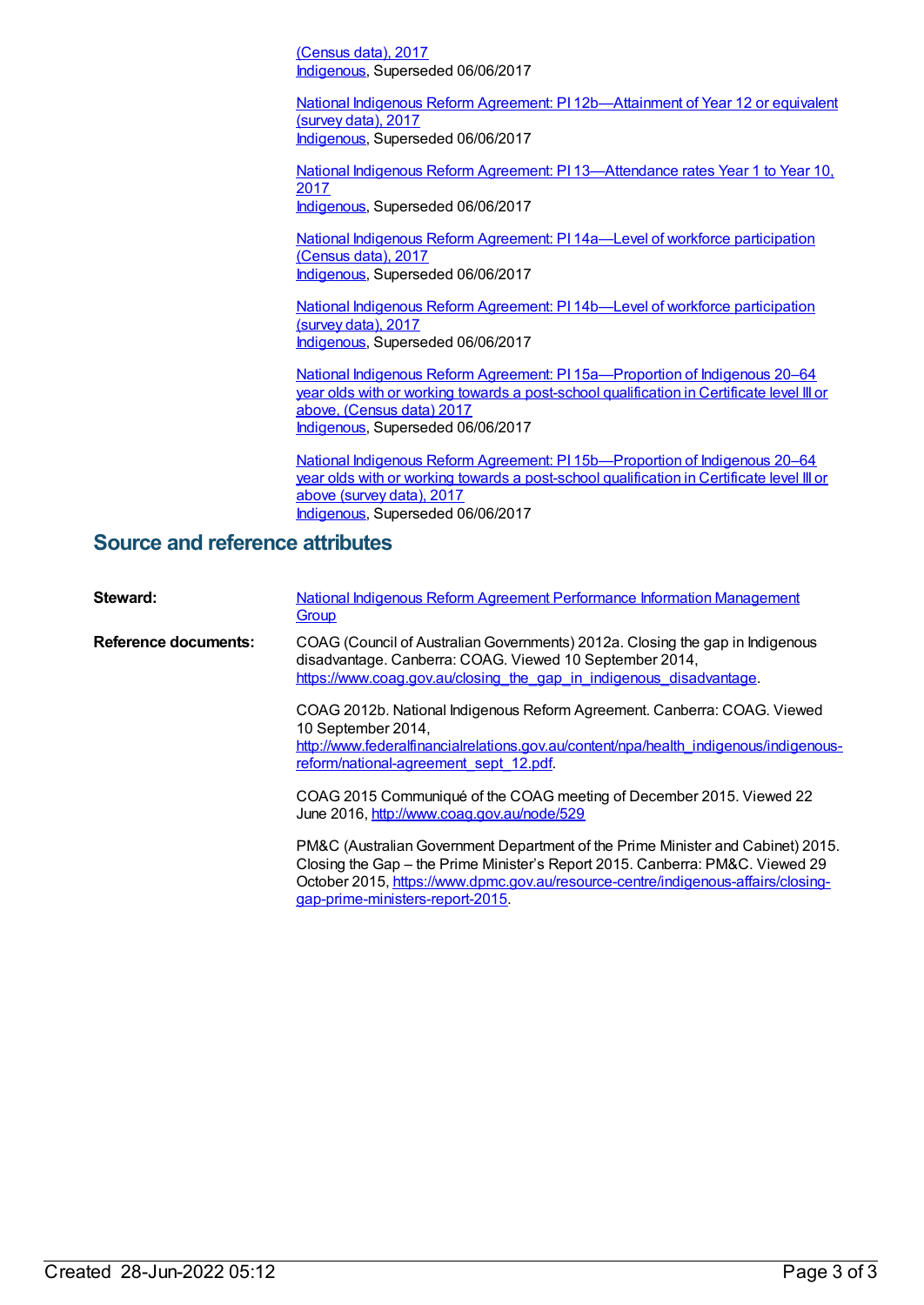(Census data), 2017
Indigenous, Superseded 06/06/2017

National Indigenous Reform Agreement: PI 12b—Attainment of Year 12 or equivalent (survey data), 2017
Indigenous, Superseded 06/06/2017

National Indigenous Reform Agreement: PI 13—Attendance rates Year 1 to Year 10, 2017
Indigenous, Superseded 06/06/2017

National Indigenous Reform Agreement: PI 14a—Level of workforce participation (Census data), 2017
Indigenous, Superseded 06/06/2017

National Indigenous Reform Agreement: PI 14b—Level of workforce participation (survey data), 2017
Indigenous, Superseded 06/06/2017

National Indigenous Reform Agreement: PI 15a—Proportion of Indigenous 20–64 year olds with or working towards a post-school qualification in Certificate level III or above, (Census data) 2017
Indigenous, Superseded 06/06/2017

National Indigenous Reform Agreement: PI 15b—Proportion of Indigenous 20–64 year olds with or working towards a post-school qualification in Certificate level III or above (survey data), 2017
Indigenous, Superseded 06/06/2017

## Source and reference attributes

**Steward:** National Indigenous Reform Agreement Performance Information Management Group

**Reference documents:** COAG (Council of Australian Governments) 2012a. Closing the gap in Indigenous disadvantage. Canberra: COAG. Viewed 10 September 2014, https://www.coag.gov.au/closing_the_gap_in_indigenous_disadvantage.

COAG 2012b. National Indigenous Reform Agreement. Canberra: COAG. Viewed 10 September 2014, http://www.federalfinancialrelations.gov.au/content/npa/health_indigenous/indigenous-reform/national-agreement_sept_12.pdf.

COAG 2015 Communiqué of the COAG meeting of December 2015. Viewed 22 June 2016, http://www.coag.gov.au/node/529

PM&C (Australian Government Department of the Prime Minister and Cabinet) 2015. Closing the Gap – the Prime Minister's Report 2015. Canberra: PM&C. Viewed 29 October 2015, https://www.dpmc.gov.au/resource-centre/indigenous-affairs/closing-gap-prime-ministers-report-2015.